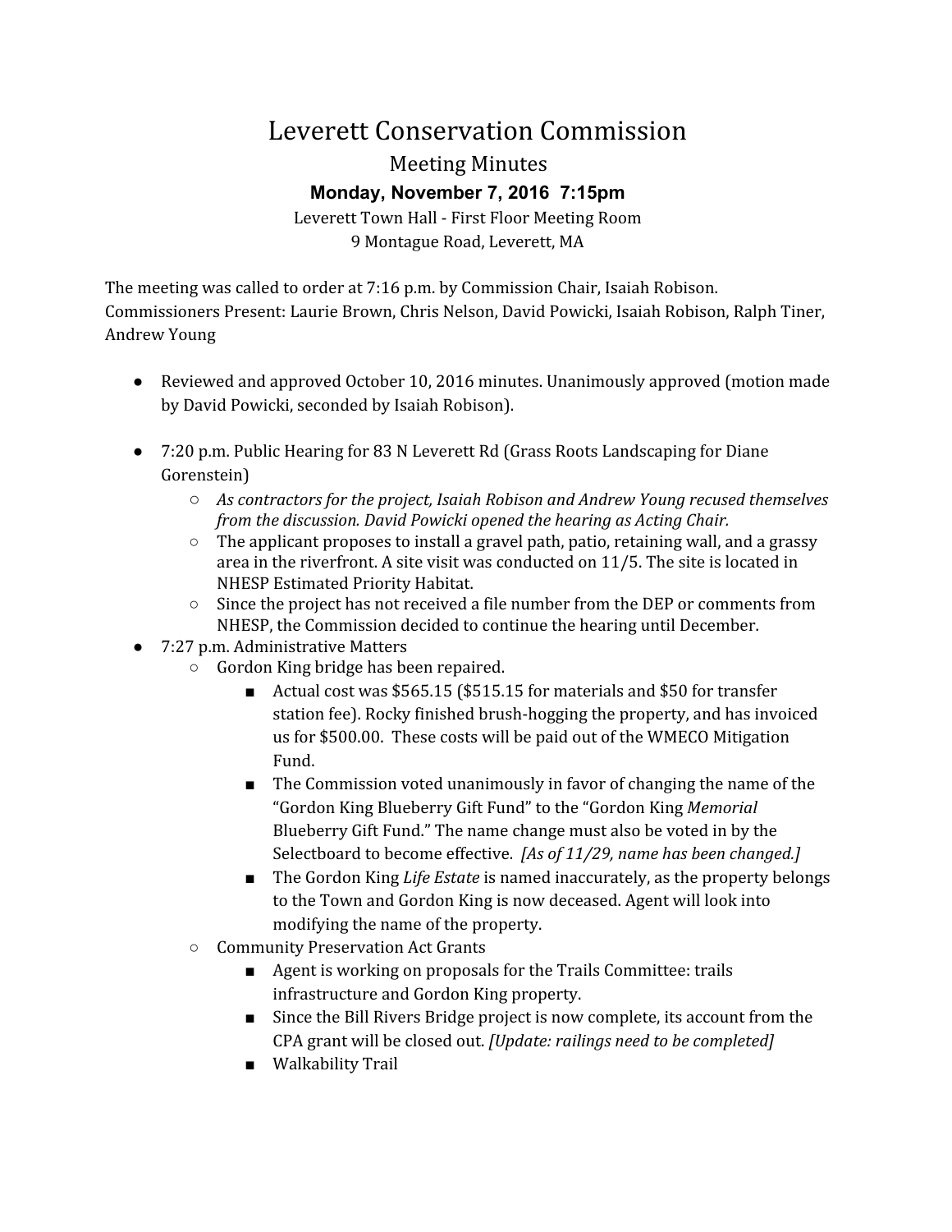# Leverett Conservation Commission

## Meeting Minutes

### Monday, November 7, 2016 7:15pm

Leverett Town Hall - First Floor Meeting Room
9 Montague Road, Leverett, MA

The meeting was called to order at 7:16 p.m. by Commission Chair, Isaiah Robison.
Commissioners Present: Laurie Brown, Chris Nelson, David Powicki, Isaiah Robison, Ralph Tiner, Andrew Young

- Reviewed and approved October 10, 2016 minutes. Unanimously approved (motion made by David Powicki, seconded by Isaiah Robison).

- 7:20 p.m. Public Hearing for 83 N Leverett Rd (Grass Roots Landscaping for Diane Gorenstein)
  - *As contractors for the project, Isaiah Robison and Andrew Young recused themselves from the discussion. David Powicki opened the hearing as Acting Chair.*
  - The applicant proposes to install a gravel path, patio, retaining wall, and a grassy area in the riverfront. A site visit was conducted on 11/5. The site is located in NHESP Estimated Priority Habitat.
  - Since the project has not received a file number from the DEP or comments from NHESP, the Commission decided to continue the hearing until December.
- 7:27 p.m. Administrative Matters
  - Gordon King bridge has been repaired.
    - Actual cost was $565.15 ($515.15 for materials and $50 for transfer station fee). Rocky finished brush-hogging the property, and has invoiced us for $500.00. These costs will be paid out of the WMECO Mitigation Fund.
    - The Commission voted unanimously in favor of changing the name of the "Gordon King Blueberry Gift Fund" to the "Gordon King *Memorial* Blueberry Gift Fund." The name change must also be voted in by the Selectboard to become effective. *[As of 11/29, name has been changed.]*
    - The Gordon King *Life Estate* is named inaccurately, as the property belongs to the Town and Gordon King is now deceased. Agent will look into modifying the name of the property.
  - Community Preservation Act Grants
    - Agent is working on proposals for the Trails Committee: trails infrastructure and Gordon King property.
    - Since the Bill Rivers Bridge project is now complete, its account from the CPA grant will be closed out. *[Update: railings need to be completed]*
    - Walkability Trail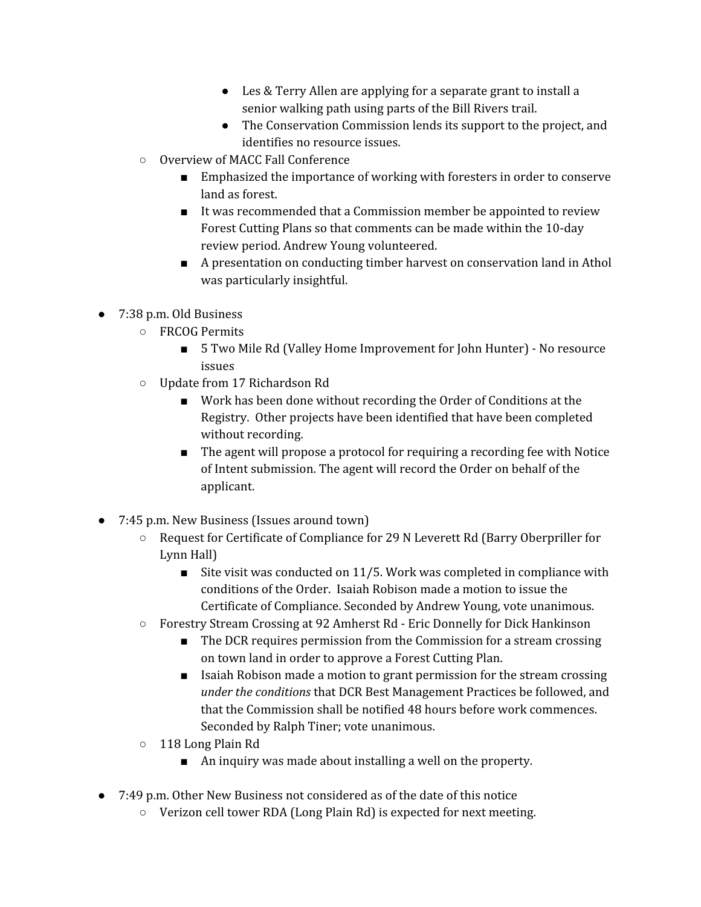- Les & Terry Allen are applying for a separate grant to install a senior walking path using parts of the Bill Rivers trail.
    - The Conservation Commission lends its support to the project, and identifies no resource issues.
  - Overview of MACC Fall Conference
    - Emphasized the importance of working with foresters in order to conserve land as forest.
    - It was recommended that a Commission member be appointed to review Forest Cutting Plans so that comments can be made within the 10-day review period. Andrew Young volunteered.
    - A presentation on conducting timber harvest on conservation land in Athol was particularly insightful.

- 7:38 p.m. Old Business
  - FRCOG Permits
    - 5 Two Mile Rd (Valley Home Improvement for John Hunter) - No resource issues
  - Update from 17 Richardson Rd
    - Work has been done without recording the Order of Conditions at the Registry. Other projects have been identified that have been completed without recording.
    - The agent will propose a protocol for requiring a recording fee with Notice of Intent submission. The agent will record the Order on behalf of the applicant.

- 7:45 p.m. New Business (Issues around town)
  - Request for Certificate of Compliance for 29 N Leverett Rd (Barry Oberpriller for Lynn Hall)
    - Site visit was conducted on 11/5. Work was completed in compliance with conditions of the Order. Isaiah Robison made a motion to issue the Certificate of Compliance. Seconded by Andrew Young, vote unanimous.
  - Forestry Stream Crossing at 92 Amherst Rd - Eric Donnelly for Dick Hankinson
    - The DCR requires permission from the Commission for a stream crossing on town land in order to approve a Forest Cutting Plan.
    - Isaiah Robison made a motion to grant permission for the stream crossing *under the conditions* that DCR Best Management Practices be followed, and that the Commission shall be notified 48 hours before work commences. Seconded by Ralph Tiner; vote unanimous.
  - 118 Long Plain Rd
    - An inquiry was made about installing a well on the property.

- 7:49 p.m. Other New Business not considered as of the date of this notice
  - Verizon cell tower RDA (Long Plain Rd) is expected for next meeting.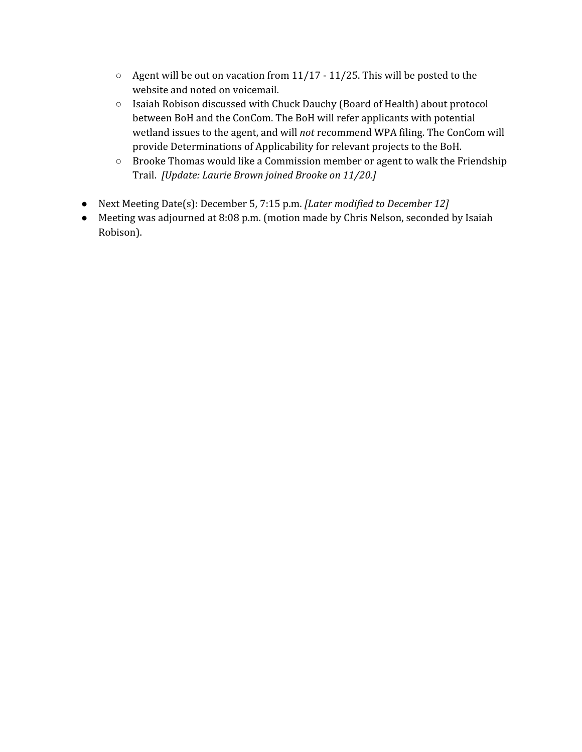- Agent will be out on vacation from 11/17 - 11/25. This will be posted to the website and noted on voicemail.
- Isaiah Robison discussed with Chuck Dauchy (Board of Health) about protocol between BoH and the ConCom. The BoH will refer applicants with potential wetland issues to the agent, and will *not* recommend WPA filing. The ConCom will provide Determinations of Applicability for relevant projects to the BoH.
- Brooke Thomas would like a Commission member or agent to walk the Friendship Trail. *[Update: Laurie Brown joined Brooke on 11/20.]*

- Next Meeting Date(s): December 5, 7:15 p.m. *[Later modified to December 12]*
- Meeting was adjourned at 8:08 p.m. (motion made by Chris Nelson, seconded by Isaiah Robison).